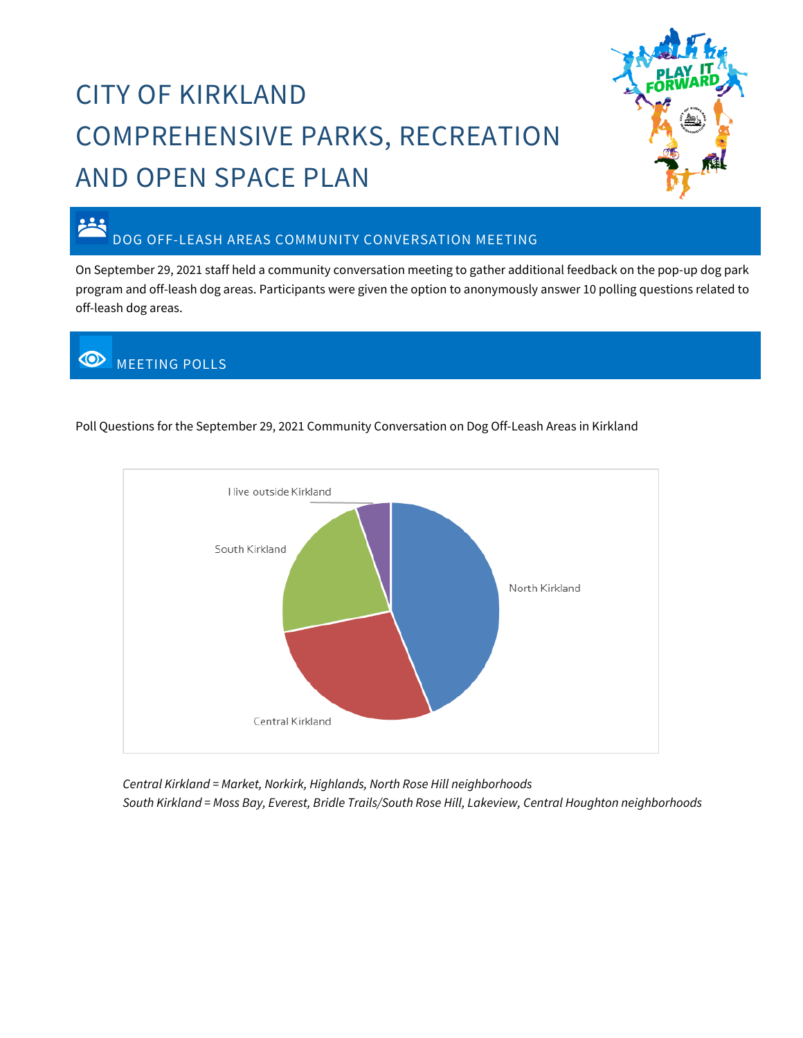# CITY OF KIRKLAND COMPREHENSIVE PARKS, RECREATION AND OPEN SPACE PLAN

## DOG OFF-LEASH AREAS COMMUNITY CONVERSATION MEETING

On September 29, 2021 staff held a community conversation meeting to gather additional feedback on the pop-up dog park program and off-leash dog areas. Participants were given the option to anonymously answer 10 polling questions related to off-leash dog areas.

## MEETING POLLS

Poll Questions for the September 29, 2021 Community Conversation on Dog Off-Leash Areas in Kirkland

I live outside Kirkland

South Kirkland

North Kirkland

Central Kirkland

*Central Kirkland = Market, Norkirk, Highlands, North Rose Hill neighborhoods*
*South Kirkland = Moss Bay, Everest, Bridle Trails/South Rose Hill, Lakeview, Central Houghton neighborhoods*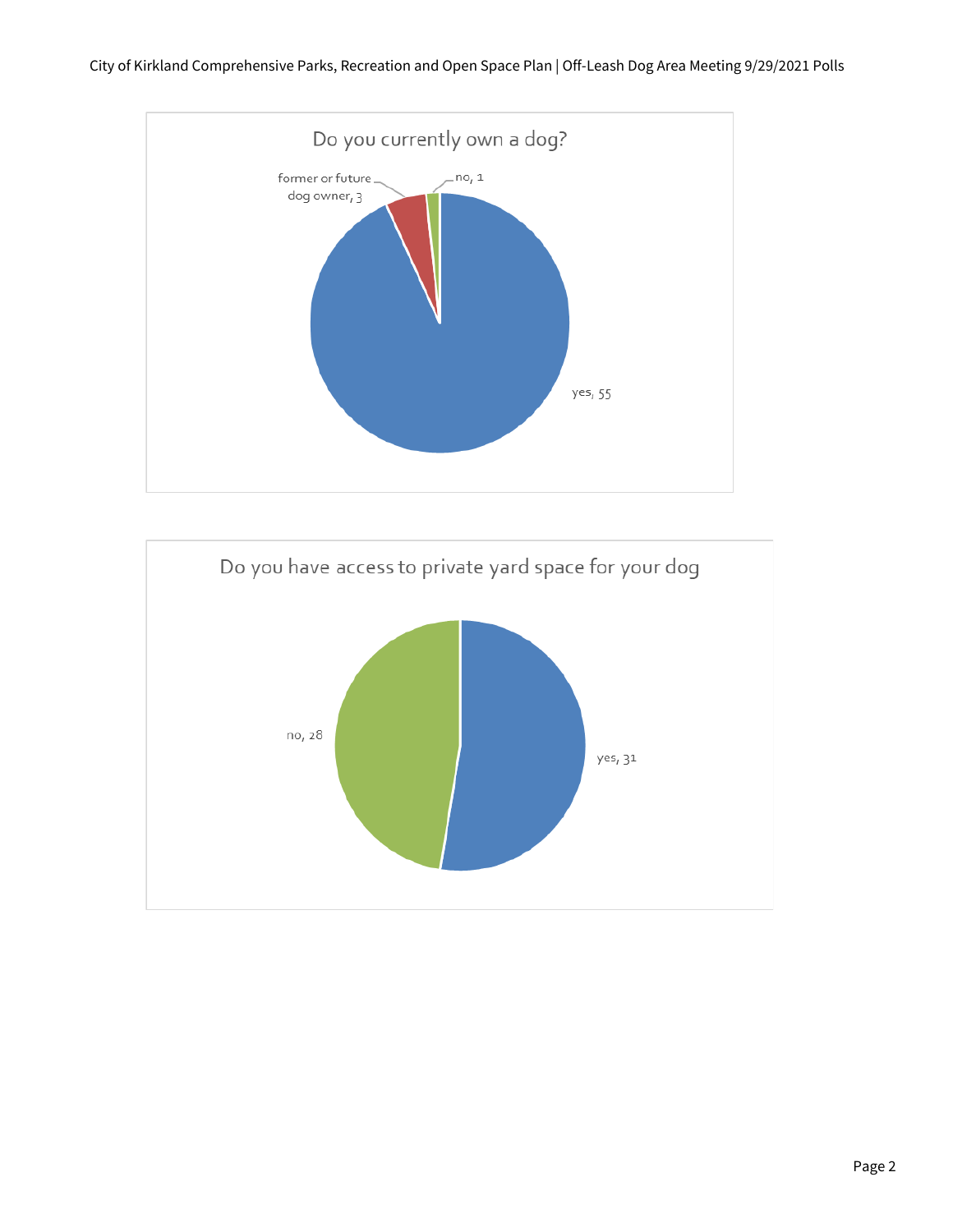## Do you currently own a dog?

- yes, 55
- former or future dog owner, 3
- no, 1

## Do you have access to private yard space for your dog

- yes, 31
- no, 28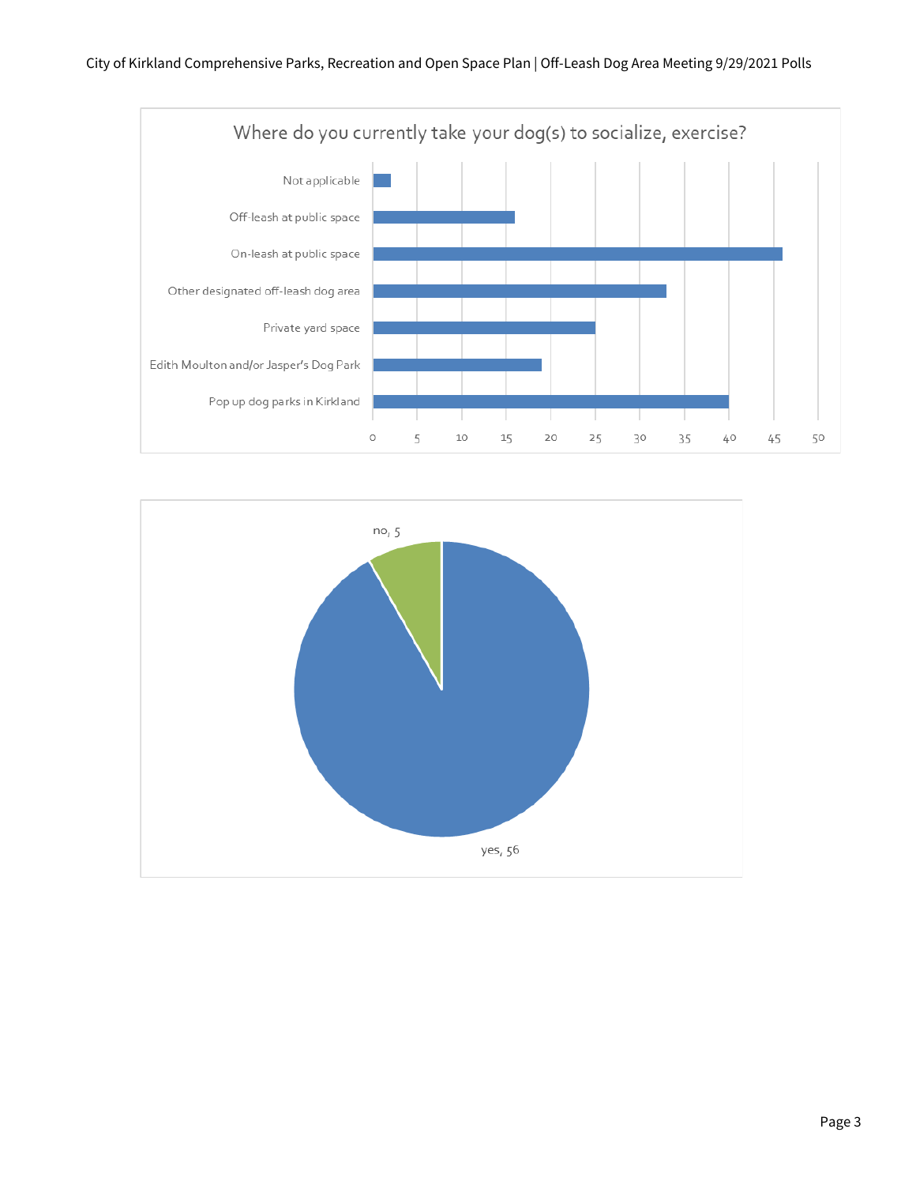Where do you currently take your dog(s) to socialize, exercise?

| Response | Count |
|---|---|
| Not applicable | 2 |
| Off-leash at public space | 16 |
| On-leash at public space | 46 |
| Other designated off-leash dog area | 33 |
| Private yard space | 25 |
| Edith Moulton and/or Jasper's Dog Park | 19 |
| Pop up dog parks in Kirkland | 40 |

| Response | Count |
|---|---|
| no | 5 |
| yes | 56 |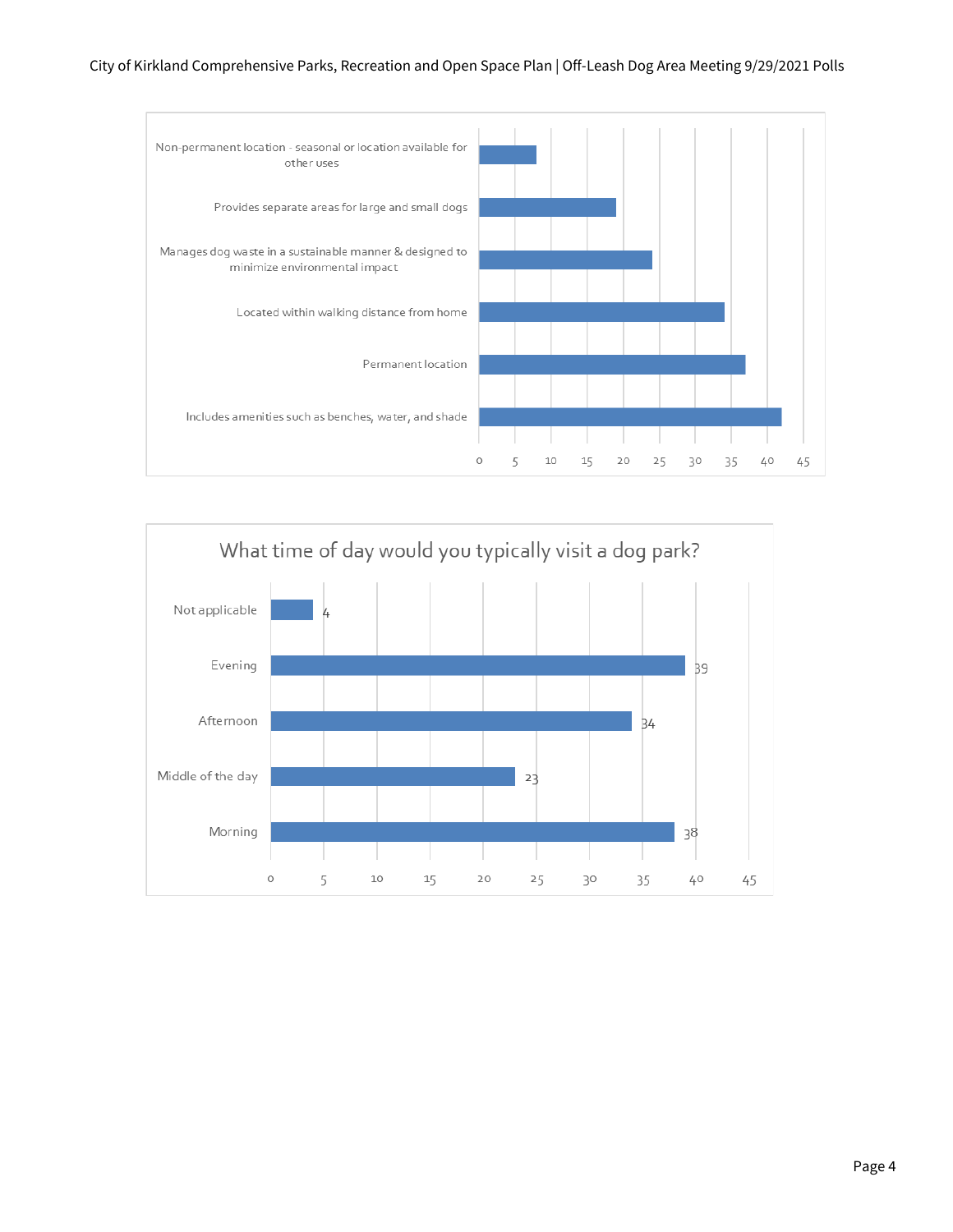| Option | Responses (approx.) |
| --- | --- |
| Non-permanent location - seasonal or location available for other uses | 8 |
| Provides separate areas for large and small dogs | 19 |
| Manages dog waste in a sustainable manner & designed to minimize environmental impact | 24 |
| Located within walking distance from home | 34 |
| Permanent location | 37 |
| Includes amenities such as benches, water, and shade | 42 |

## What time of day would you typically visit a dog park?

| Time of day | Responses |
| --- | --- |
| Not applicable | 4 |
| Evening | 39 |
| Afternoon | 34 |
| Middle of the day | 23 |
| Morning | 38 |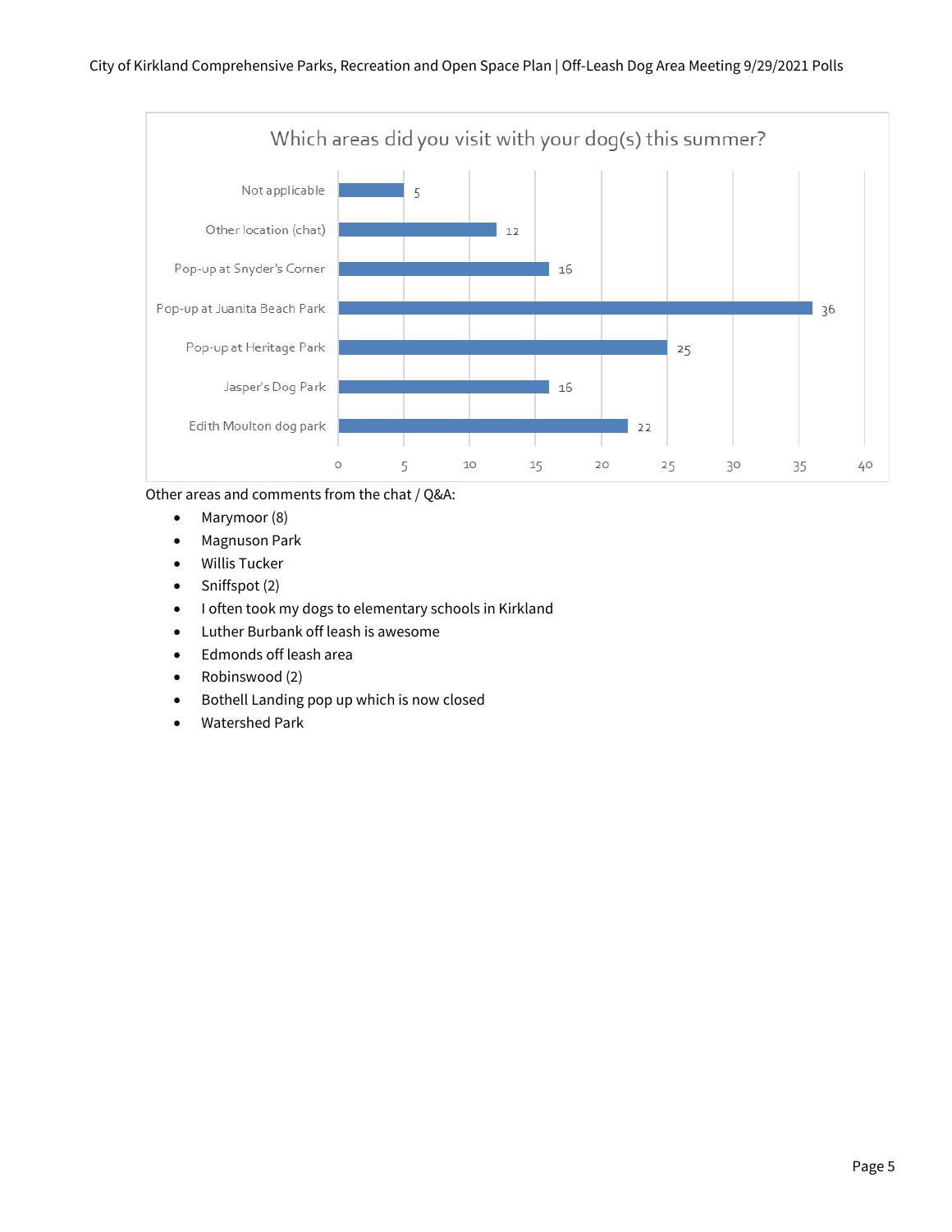**Which areas did you visit with your dog(s) this summer?**

| Area | Responses |
| --- | --- |
| Not applicable | 5 |
| Other location (chat) | 12 |
| Pop-up at Snyder's Corner | 16 |
| Pop-up at Juanita Beach Park | 36 |
| Pop-up at Heritage Park | 25 |
| Jasper's Dog Park | 16 |
| Edith Moulton dog park | 22 |

Other areas and comments from the chat / Q&A:

- Marymoor (8)
- Magnuson Park
- Willis Tucker
- Sniffspot (2)
- I often took my dogs to elementary schools in Kirkland
- Luther Burbank off leash is awesome
- Edmonds off leash area
- Robinswood (2)
- Bothell Landing pop up which is now closed
- Watershed Park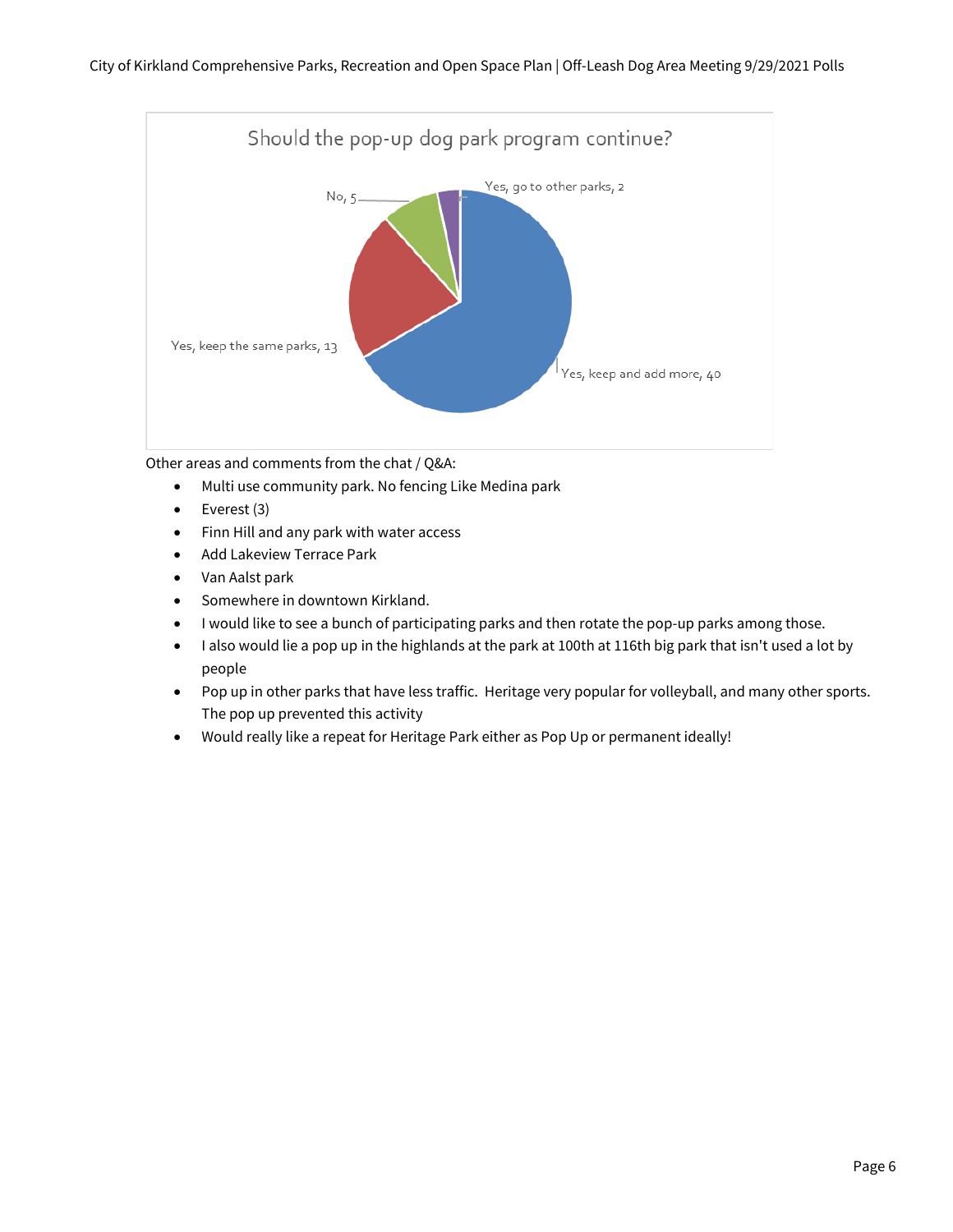**Should the pop-up dog park program continue?**

| Response | Count |
|---|---|
| Yes, keep and add more | 40 |
| Yes, keep the same parks | 13 |
| No | 5 |
| Yes, go to other parks | 2 |

Other areas and comments from the chat / Q&A:

- Multi use community park. No fencing Like Medina park
- Everest (3)
- Finn Hill and any park with water access
- Add Lakeview Terrace Park
- Van Aalst park
- Somewhere in downtown Kirkland.
- I would like to see a bunch of participating parks and then rotate the pop-up parks among those.
- I also would lie a pop up in the highlands at the park at 100th at 116th big park that isn't used a lot by people
- Pop up in other parks that have less traffic. Heritage very popular for volleyball, and many other sports. The pop up prevented this activity
- Would really like a repeat for Heritage Park either as Pop Up or permanent ideally!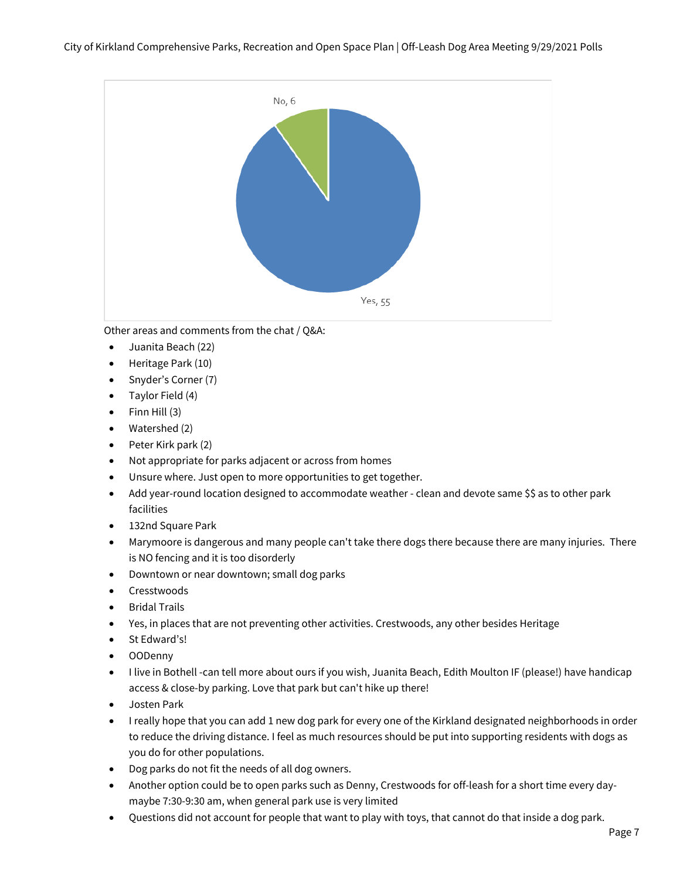No, 6

Yes, 55

Other areas and comments from the chat / Q&A:

- Juanita Beach (22)
- Heritage Park (10)
- Snyder's Corner (7)
- Taylor Field (4)
- Finn Hill (3)
- Watershed (2)
- Peter Kirk park (2)
- Not appropriate for parks adjacent or across from homes
- Unsure where. Just open to more opportunities to get together.
- Add year-round location designed to accommodate weather - clean and devote same $$ as to other park facilities
- 132nd Square Park
- Marymoore is dangerous and many people can't take there dogs there because there are many injuries. There is NO fencing and it is too disorderly
- Downtown or near downtown; small dog parks
- Cresstwoods
- Bridal Trails
- Yes, in places that are not preventing other activities. Crestwoods, any other besides Heritage
- St Edward's!
- OODenny
- I live in Bothell -can tell more about ours if you wish, Juanita Beach, Edith Moulton IF (please!) have handicap access & close-by parking. Love that park but can't hike up there!
- Josten Park
- I really hope that you can add 1 new dog park for every one of the Kirkland designated neighborhoods in order to reduce the driving distance. I feel as much resources should be put into supporting residents with dogs as you do for other populations.
- Dog parks do not fit the needs of all dog owners.
- Another option could be to open parks such as Denny, Crestwoods for off-leash for a short time every day-maybe 7:30-9:30 am, when general park use is very limited
- Questions did not account for people that want to play with toys, that cannot do that inside a dog park.